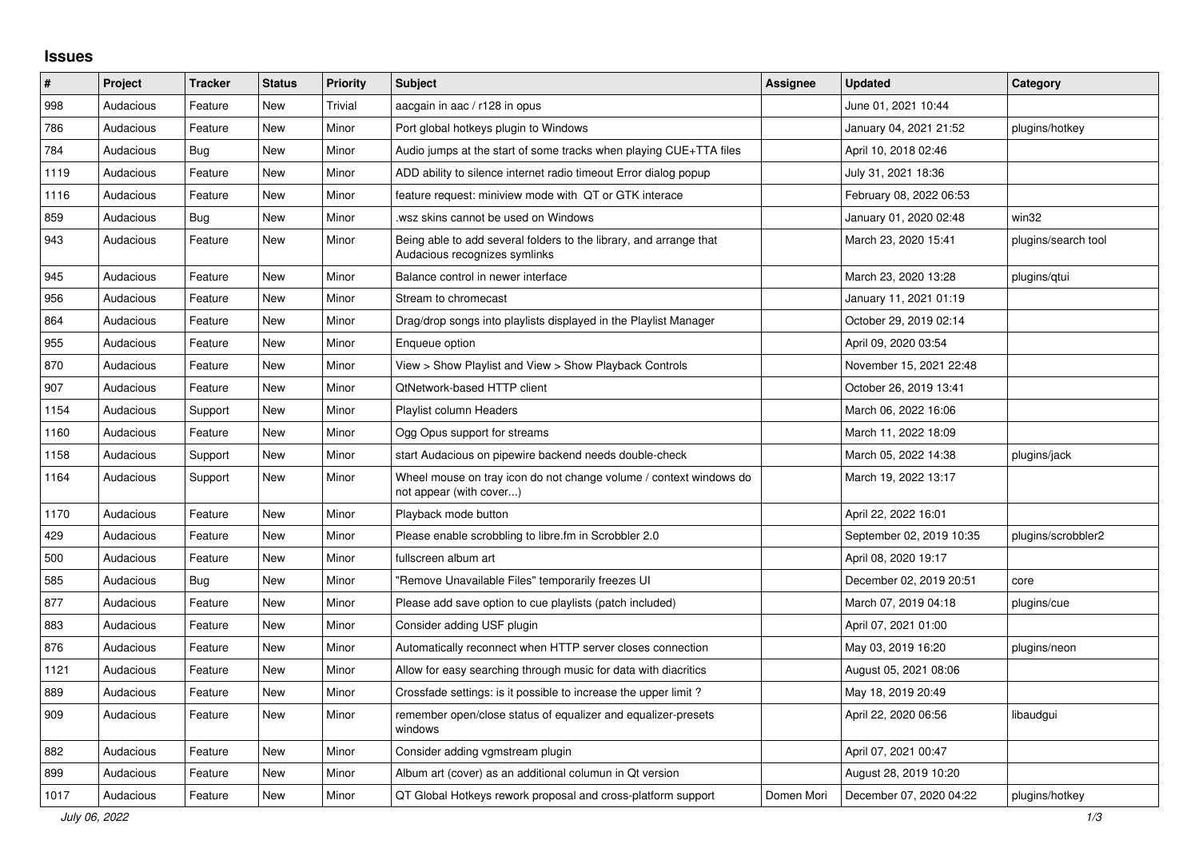# Issues

| # | Project | Tracker | Status | Priority | Subject | Assignee | Updated | Category |
|---|---|---|---|---|---|---|---|---|
| 998 | Audacious | Feature | New | Trivial | aacgain in aac / r128 in opus | | June 01, 2021 10:44 | |
| 786 | Audacious | Feature | New | Minor | Port global hotkeys plugin to Windows | | January 04, 2021 21:52 | plugins/hotkey |
| 784 | Audacious | Bug | New | Minor | Audio jumps at the start of some tracks when playing CUE+TTA files | | April 10, 2018 02:46 | |
| 1119 | Audacious | Feature | New | Minor | ADD ability to silence internet radio timeout Error dialog popup | | July 31, 2021 18:36 | |
| 1116 | Audacious | Feature | New | Minor | feature request: miniview mode with QT or GTK interace | | February 08, 2022 06:53 | |
| 859 | Audacious | Bug | New | Minor | .wsz skins cannot be used on Windows | | January 01, 2020 02:48 | win32 |
| 943 | Audacious | Feature | New | Minor | Being able to add several folders to the library, and arrange that Audacious recognizes symlinks | | March 23, 2020 15:41 | plugins/search tool |
| 945 | Audacious | Feature | New | Minor | Balance control in newer interface | | March 23, 2020 13:28 | plugins/qtui |
| 956 | Audacious | Feature | New | Minor | Stream to chromecast | | January 11, 2021 01:19 | |
| 864 | Audacious | Feature | New | Minor | Drag/drop songs into playlists displayed in the Playlist Manager | | October 29, 2019 02:14 | |
| 955 | Audacious | Feature | New | Minor | Enqueue option | | April 09, 2020 03:54 | |
| 870 | Audacious | Feature | New | Minor | View > Show Playlist and View > Show Playback Controls | | November 15, 2021 22:48 | |
| 907 | Audacious | Feature | New | Minor | QtNetwork-based HTTP client | | October 26, 2019 13:41 | |
| 1154 | Audacious | Support | New | Minor | Playlist column Headers | | March 06, 2022 16:06 | |
| 1160 | Audacious | Feature | New | Minor | Ogg Opus support for streams | | March 11, 2022 18:09 | |
| 1158 | Audacious | Support | New | Minor | start Audacious on pipewire backend needs double-check | | March 05, 2022 14:38 | plugins/jack |
| 1164 | Audacious | Support | New | Minor | Wheel mouse on tray icon do not change volume / context windows do not appear (with cover...) | | March 19, 2022 13:17 | |
| 1170 | Audacious | Feature | New | Minor | Playback mode button | | April 22, 2022 16:01 | |
| 429 | Audacious | Feature | New | Minor | Please enable scrobbling to libre.fm in Scrobbler 2.0 | | September 02, 2019 10:35 | plugins/scrobbler2 |
| 500 | Audacious | Feature | New | Minor | fullscreen album art | | April 08, 2020 19:17 | |
| 585 | Audacious | Bug | New | Minor | "Remove Unavailable Files" temporarily freezes UI | | December 02, 2019 20:51 | core |
| 877 | Audacious | Feature | New | Minor | Please add save option to cue playlists (patch included) | | March 07, 2019 04:18 | plugins/cue |
| 883 | Audacious | Feature | New | Minor | Consider adding USF plugin | | April 07, 2021 01:00 | |
| 876 | Audacious | Feature | New | Minor | Automatically reconnect when HTTP server closes connection | | May 03, 2019 16:20 | plugins/neon |
| 1121 | Audacious | Feature | New | Minor | Allow for easy searching through music for data with diacritics | | August 05, 2021 08:06 | |
| 889 | Audacious | Feature | New | Minor | Crossfade settings: is it possible to increase the upper limit ? | | May 18, 2019 20:49 | |
| 909 | Audacious | Feature | New | Minor | remember open/close status of equalizer and equalizer-presets windows | | April 22, 2020 06:56 | libaudgui |
| 882 | Audacious | Feature | New | Minor | Consider adding vgmstream plugin | | April 07, 2021 00:47 | |
| 899 | Audacious | Feature | New | Minor | Album art (cover) as an additional columun in Qt version | | August 28, 2019 10:20 | |
| 1017 | Audacious | Feature | New | Minor | QT Global Hotkeys rework proposal and cross-platform support | Domen Mori | December 07, 2020 04:22 | plugins/hotkey |

*July 06, 2022*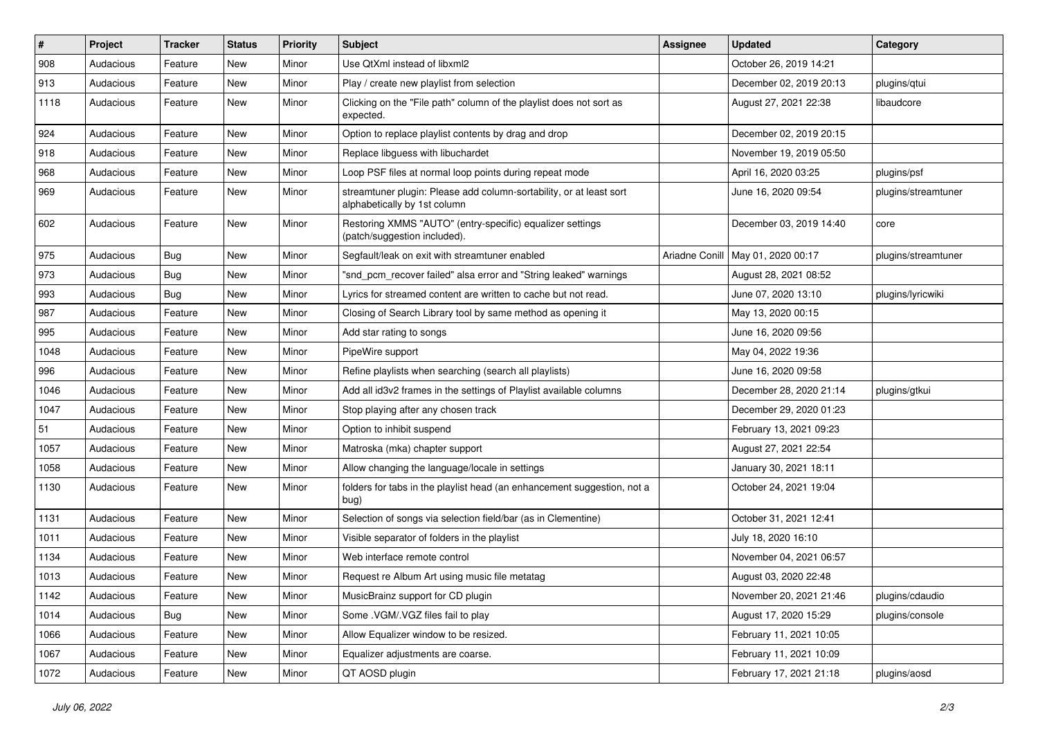| # | Project | Tracker | Status | Priority | Subject | Assignee | Updated | Category |
|---|---|---|---|---|---|---|---|---|
| 908 | Audacious | Feature | New | Minor | Use QtXml instead of libxml2 | | October 26, 2019 14:21 | |
| 913 | Audacious | Feature | New | Minor | Play / create new playlist from selection | | December 02, 2019 20:13 | plugins/qtui |
| 1118 | Audacious | Feature | New | Minor | Clicking on the "File path" column of the playlist does not sort as expected. | | August 27, 2021 22:38 | libaudcore |
| 924 | Audacious | Feature | New | Minor | Option to replace playlist contents by drag and drop | | December 02, 2019 20:15 | |
| 918 | Audacious | Feature | New | Minor | Replace libguess with libuchardet | | November 19, 2019 05:50 | |
| 968 | Audacious | Feature | New | Minor | Loop PSF files at normal loop points during repeat mode | | April 16, 2020 03:25 | plugins/psf |
| 969 | Audacious | Feature | New | Minor | streamtuner plugin: Please add column-sortability, or at least sort alphabetically by 1st column | | June 16, 2020 09:54 | plugins/streamtuner |
| 602 | Audacious | Feature | New | Minor | Restoring XMMS "AUTO" (entry-specific) equalizer settings (patch/suggestion included). | | December 03, 2019 14:40 | core |
| 975 | Audacious | Bug | New | Minor | Segfault/leak on exit with streamtuner enabled | Ariadne Conill | May 01, 2020 00:17 | plugins/streamtuner |
| 973 | Audacious | Bug | New | Minor | "snd_pcm_recover failed" alsa error and "String leaked" warnings | | August 28, 2021 08:52 | |
| 993 | Audacious | Bug | New | Minor | Lyrics for streamed content are written to cache but not read. | | June 07, 2020 13:10 | plugins/lyricwiki |
| 987 | Audacious | Feature | New | Minor | Closing of Search Library tool by same method as opening it | | May 13, 2020 00:15 | |
| 995 | Audacious | Feature | New | Minor | Add star rating to songs | | June 16, 2020 09:56 | |
| 1048 | Audacious | Feature | New | Minor | PipeWire support | | May 04, 2022 19:36 | |
| 996 | Audacious | Feature | New | Minor | Refine playlists when searching (search all playlists) | | June 16, 2020 09:58 | |
| 1046 | Audacious | Feature | New | Minor | Add all id3v2 frames in the settings of Playlist available columns | | December 28, 2020 21:14 | plugins/gtkui |
| 1047 | Audacious | Feature | New | Minor | Stop playing after any chosen track | | December 29, 2020 01:23 | |
| 51 | Audacious | Feature | New | Minor | Option to inhibit suspend | | February 13, 2021 09:23 | |
| 1057 | Audacious | Feature | New | Minor | Matroska (mka) chapter support | | August 27, 2021 22:54 | |
| 1058 | Audacious | Feature | New | Minor | Allow changing the language/locale in settings | | January 30, 2021 18:11 | |
| 1130 | Audacious | Feature | New | Minor | folders for tabs in the playlist head (an enhancement suggestion, not a bug) | | October 24, 2021 19:04 | |
| 1131 | Audacious | Feature | New | Minor | Selection of songs via selection field/bar (as in Clementine) | | October 31, 2021 12:41 | |
| 1011 | Audacious | Feature | New | Minor | Visible separator of folders in the playlist | | July 18, 2020 16:10 | |
| 1134 | Audacious | Feature | New | Minor | Web interface remote control | | November 04, 2021 06:57 | |
| 1013 | Audacious | Feature | New | Minor | Request re Album Art using music file metatag | | August 03, 2020 22:48 | |
| 1142 | Audacious | Feature | New | Minor | MusicBrainz support for CD plugin | | November 20, 2021 21:46 | plugins/cdaudio |
| 1014 | Audacious | Bug | New | Minor | Some .VGM/.VGZ files fail to play | | August 17, 2020 15:29 | plugins/console |
| 1066 | Audacious | Feature | New | Minor | Allow Equalizer window to be resized. | | February 11, 2021 10:05 | |
| 1067 | Audacious | Feature | New | Minor | Equalizer adjustments are coarse. | | February 11, 2021 10:09 | |
| 1072 | Audacious | Feature | New | Minor | QT AOSD plugin | | February 17, 2021 21:18 | plugins/aosd |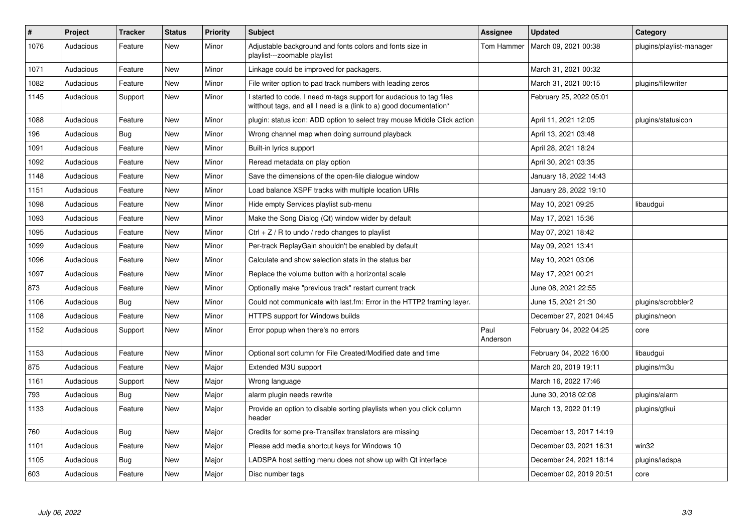| # | Project | Tracker | Status | Priority | Subject | Assignee | Updated | Category |
|---|---|---|---|---|---|---|---|---|
| 1076 | Audacious | Feature | New | Minor | Adjustable background and fonts colors and fonts size in playlist---zoomable playlist | Tom Hammer | March 09, 2021 00:38 | plugins/playlist-manager |
| 1071 | Audacious | Feature | New | Minor | Linkage could be improved for packagers. | | March 31, 2021 00:32 | |
| 1082 | Audacious | Feature | New | Minor | File writer option to pad track numbers with leading zeros | | March 31, 2021 00:15 | plugins/filewriter |
| 1145 | Audacious | Support | New | Minor | I started to code, I need m-tags support for audacious to tag files witthout tags, and all I need is a (link to a) good documentation* | | February 25, 2022 05:01 | |
| 1088 | Audacious | Feature | New | Minor | plugin: status icon: ADD option to select tray mouse Middle Click action | | April 11, 2021 12:05 | plugins/statusicon |
| 196 | Audacious | Bug | New | Minor | Wrong channel map when doing surround playback | | April 13, 2021 03:48 | |
| 1091 | Audacious | Feature | New | Minor | Built-in lyrics support | | April 28, 2021 18:24 | |
| 1092 | Audacious | Feature | New | Minor | Reread metadata on play option | | April 30, 2021 03:35 | |
| 1148 | Audacious | Feature | New | Minor | Save the dimensions of the open-file dialogue window | | January 18, 2022 14:43 | |
| 1151 | Audacious | Feature | New | Minor | Load balance XSPF tracks with multiple location URIs | | January 28, 2022 19:10 | |
| 1098 | Audacious | Feature | New | Minor | Hide empty Services playlist sub-menu | | May 10, 2021 09:25 | libaudgui |
| 1093 | Audacious | Feature | New | Minor | Make the Song Dialog (Qt) window wider by default | | May 17, 2021 15:36 | |
| 1095 | Audacious | Feature | New | Minor | Ctrl + Z / R to undo / redo changes to playlist | | May 07, 2021 18:42 | |
| 1099 | Audacious | Feature | New | Minor | Per-track ReplayGain shouldn't be enabled by default | | May 09, 2021 13:41 | |
| 1096 | Audacious | Feature | New | Minor | Calculate and show selection stats in the status bar | | May 10, 2021 03:06 | |
| 1097 | Audacious | Feature | New | Minor | Replace the volume button with a horizontal scale | | May 17, 2021 00:21 | |
| 873 | Audacious | Feature | New | Minor | Optionally make "previous track" restart current track | | June 08, 2021 22:55 | |
| 1106 | Audacious | Bug | New | Minor | Could not communicate with last.fm: Error in the HTTP2 framing layer. | | June 15, 2021 21:30 | plugins/scrobbler2 |
| 1108 | Audacious | Feature | New | Minor | HTTPS support for Windows builds | | December 27, 2021 04:45 | plugins/neon |
| 1152 | Audacious | Support | New | Minor | Error popup when there's no errors | Paul Anderson | February 04, 2022 04:25 | core |
| 1153 | Audacious | Feature | New | Minor | Optional sort column for File Created/Modified date and time | | February 04, 2022 16:00 | libaudgui |
| 875 | Audacious | Feature | New | Major | Extended M3U support | | March 20, 2019 19:11 | plugins/m3u |
| 1161 | Audacious | Support | New | Major | Wrong language | | March 16, 2022 17:46 | |
| 793 | Audacious | Bug | New | Major | alarm plugin needs rewrite | | June 30, 2018 02:08 | plugins/alarm |
| 1133 | Audacious | Feature | New | Major | Provide an option to disable sorting playlists when you click column header | | March 13, 2022 01:19 | plugins/gtkui |
| 760 | Audacious | Bug | New | Major | Credits for some pre-Transifex translators are missing | | December 13, 2017 14:19 | |
| 1101 | Audacious | Feature | New | Major | Please add media shortcut keys for Windows 10 | | December 03, 2021 16:31 | win32 |
| 1105 | Audacious | Bug | New | Major | LADSPA host setting menu does not show up with Qt interface | | December 24, 2021 18:14 | plugins/ladspa |
| 603 | Audacious | Feature | New | Major | Disc number tags | | December 02, 2019 20:51 | core |